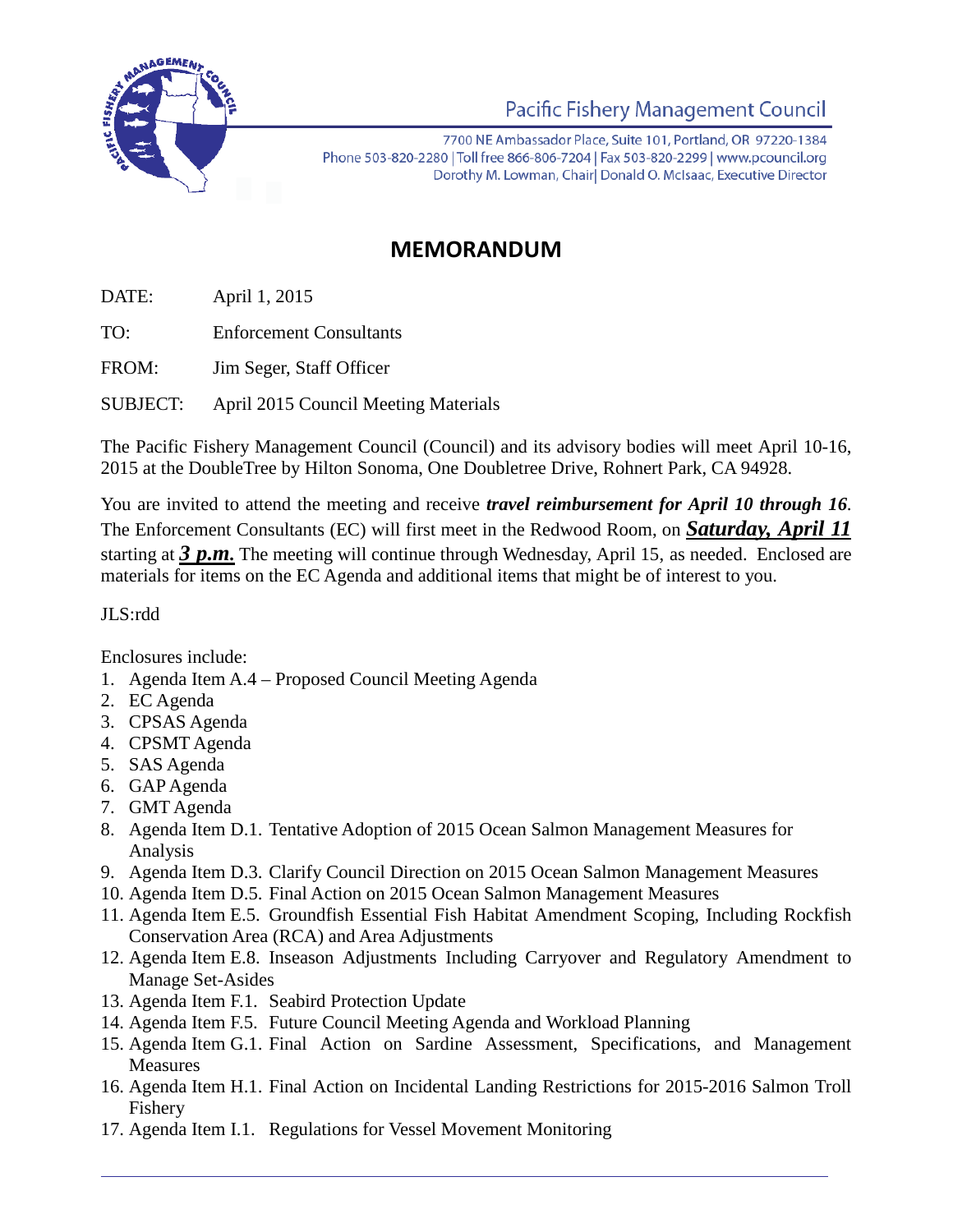Pacific Fishery Management Council

7700 NE Ambassador Place, Suite 101, Portland, OR 97220-1384
Phone 503-820-2280 | Toll free 866-806-7204 | Fax 503-820-2299 | www.pcouncil.org
Dorothy M. Lowman, Chair| Donald O. McIsaac, Executive Director

# MEMORANDUM

DATE: April 1, 2015

TO: Enforcement Consultants

FROM: Jim Seger, Staff Officer

SUBJECT: April 2015 Council Meeting Materials

The Pacific Fishery Management Council (Council) and its advisory bodies will meet April 10-16, 2015 at the DoubleTree by Hilton Sonoma, One Doubletree Drive, Rohnert Park, CA 94928.

You are invited to attend the meeting and receive ***travel reimbursement for April 10 through 16***. The Enforcement Consultants (EC) will first meet in the Redwood Room, on ***Saturday, April 11*** starting at ***3 p.m.*** The meeting will continue through Wednesday, April 15, as needed. Enclosed are materials for items on the EC Agenda and additional items that might be of interest to you.

JLS:rdd

Enclosures include:

1. Agenda Item A.4 – Proposed Council Meeting Agenda
2. EC Agenda
3. CPSAS Agenda
4. CPSMT Agenda
5. SAS Agenda
6. GAP Agenda
7. GMT Agenda
8. Agenda Item D.1. Tentative Adoption of 2015 Ocean Salmon Management Measures for Analysis
9. Agenda Item D.3. Clarify Council Direction on 2015 Ocean Salmon Management Measures
10. Agenda Item D.5. Final Action on 2015 Ocean Salmon Management Measures
11. Agenda Item E.5. Groundfish Essential Fish Habitat Amendment Scoping, Including Rockfish Conservation Area (RCA) and Area Adjustments
12. Agenda Item E.8. Inseason Adjustments Including Carryover and Regulatory Amendment to Manage Set-Asides
13. Agenda Item F.1. Seabird Protection Update
14. Agenda Item F.5. Future Council Meeting Agenda and Workload Planning
15. Agenda Item G.1. Final Action on Sardine Assessment, Specifications, and Management Measures
16. Agenda Item H.1. Final Action on Incidental Landing Restrictions for 2015-2016 Salmon Troll Fishery
17. Agenda Item I.1. Regulations for Vessel Movement Monitoring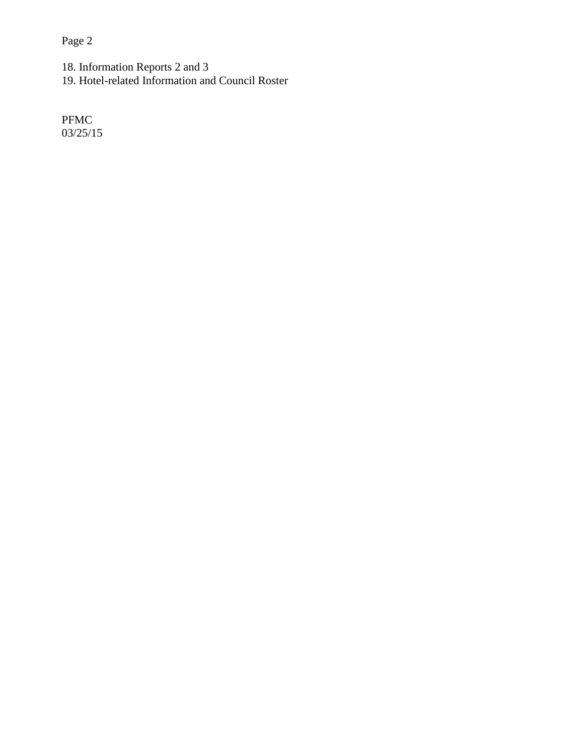18. Information Reports 2 and 3
19. Hotel-related Information and Council Roster

PFMC
03/25/15